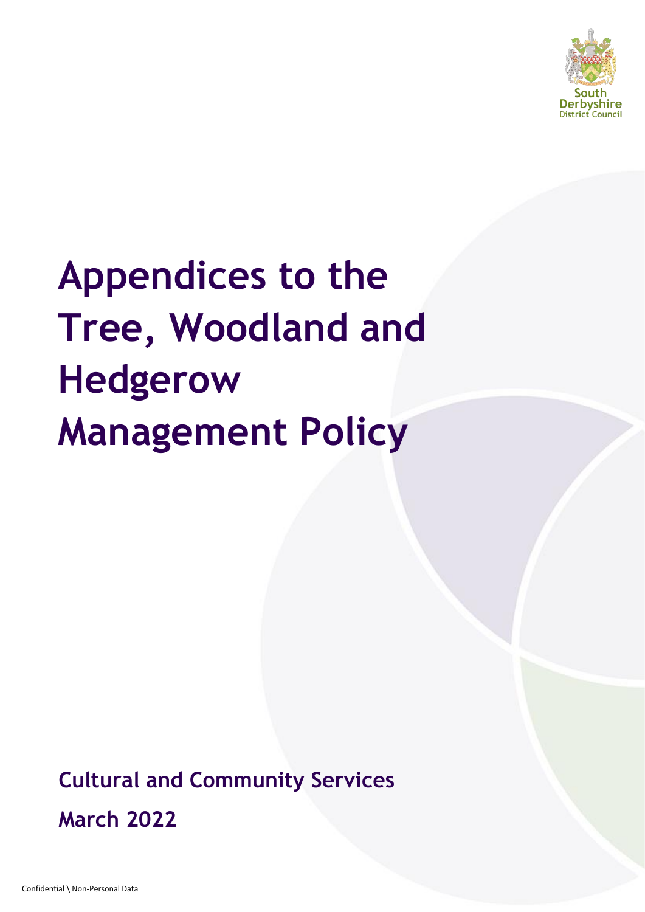South Derbyshire District Council

# Appendices to the Tree, Woodland and Hedgerow Management Policy

**Cultural and Community Services**

**March 2022**

Confidential \ Non-Personal Data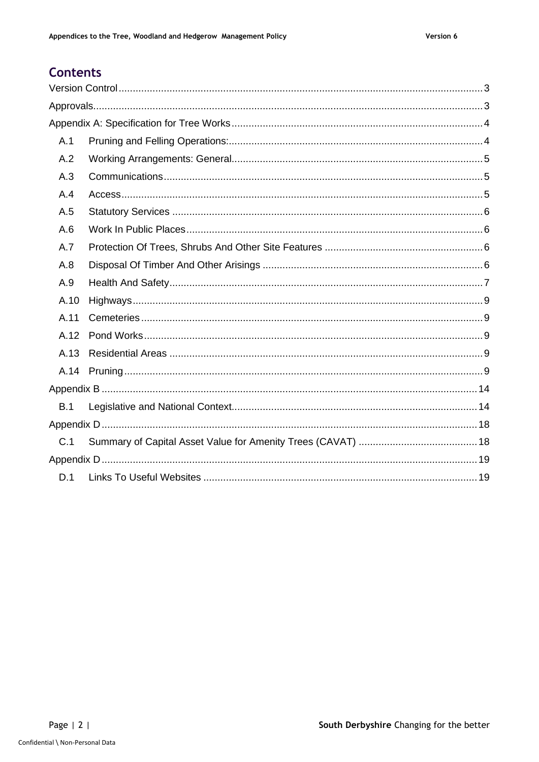# Contents

Version Control ........ 3

Approvals ........ 3

Appendix A: Specification for Tree Works ........ 4

- A.1 Pruning and Felling Operations: ........ 4
- A.2 Working Arrangements: General ........ 5
- A.3 Communications ........ 5
- A.4 Access ........ 5
- A.5 Statutory Services ........ 6
- A.6 Work In Public Places ........ 6
- A.7 Protection Of Trees, Shrubs And Other Site Features ........ 6
- A.8 Disposal Of Timber And Other Arisings ........ 6
- A.9 Health And Safety ........ 7
- A.10 Highways ........ 9
- A.11 Cemeteries ........ 9
- A.12 Pond Works ........ 9
- A.13 Residential Areas ........ 9
- A.14 Pruning ........ 9

Appendix B ........ 14

- B.1 Legislative and National Context ........ 14

Appendix D ........ 18

- C.1 Summary of Capital Asset Value for Amenity Trees (CAVAT) ........ 18

Appendix D ........ 19

- D.1 Links To Useful Websites ........ 19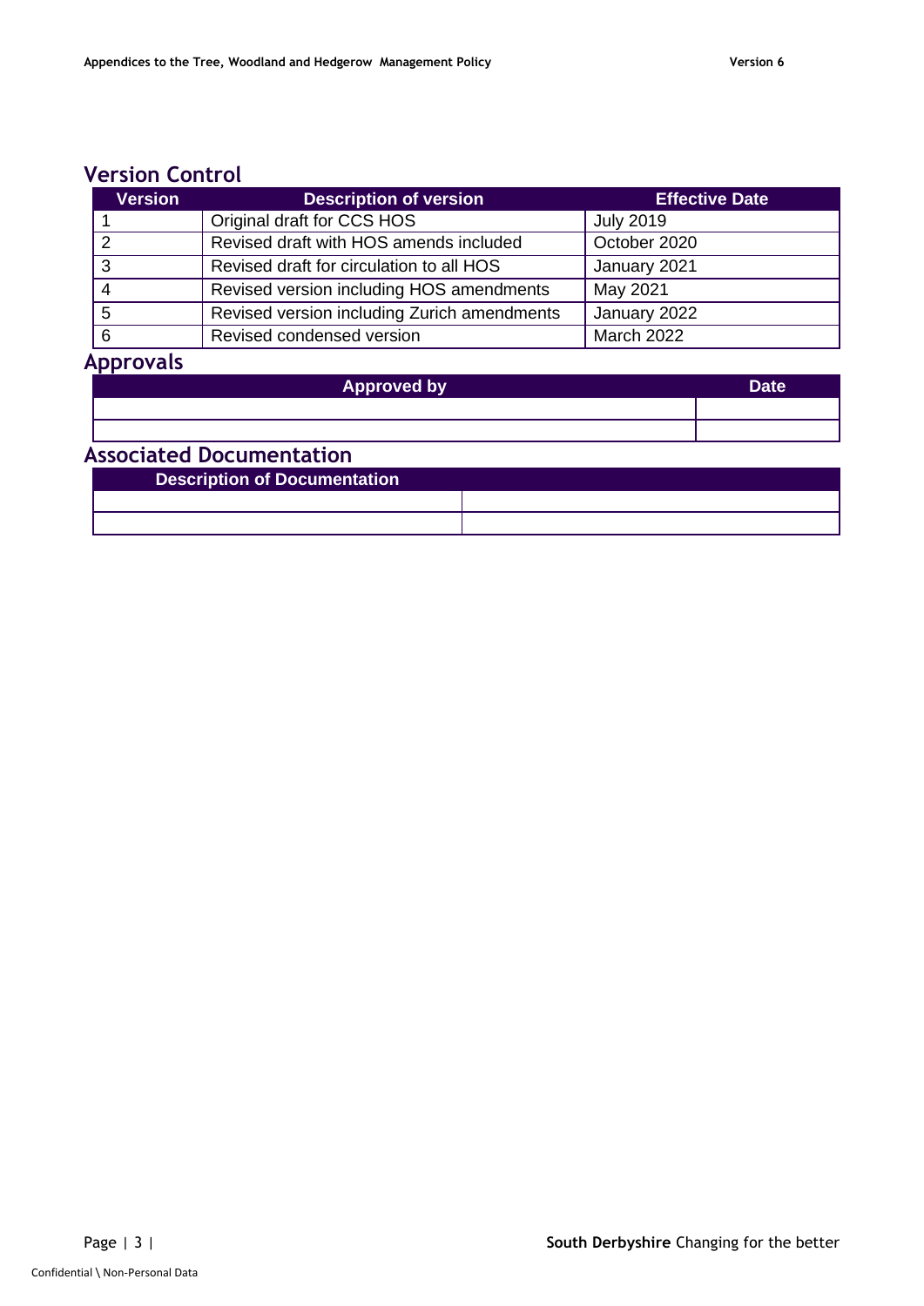## Version Control

| Version | Description of version | Effective Date |
|---|---|---|
| 1 | Original draft for CCS HOS | July 2019 |
| 2 | Revised draft with HOS amends included | October 2020 |
| 3 | Revised draft for circulation to all HOS | January 2021 |
| 4 | Revised version including HOS amendments | May 2021 |
| 5 | Revised version including Zurich amendments | January 2022 |
| 6 | Revised condensed version | March 2022 |

## Approvals

| Approved by | Date |
|---|---|
| | |
| | |

## Associated Documentation

| Description of Documentation | |
|---|---|
| | |
| | |

Confidential \ Non-Personal Data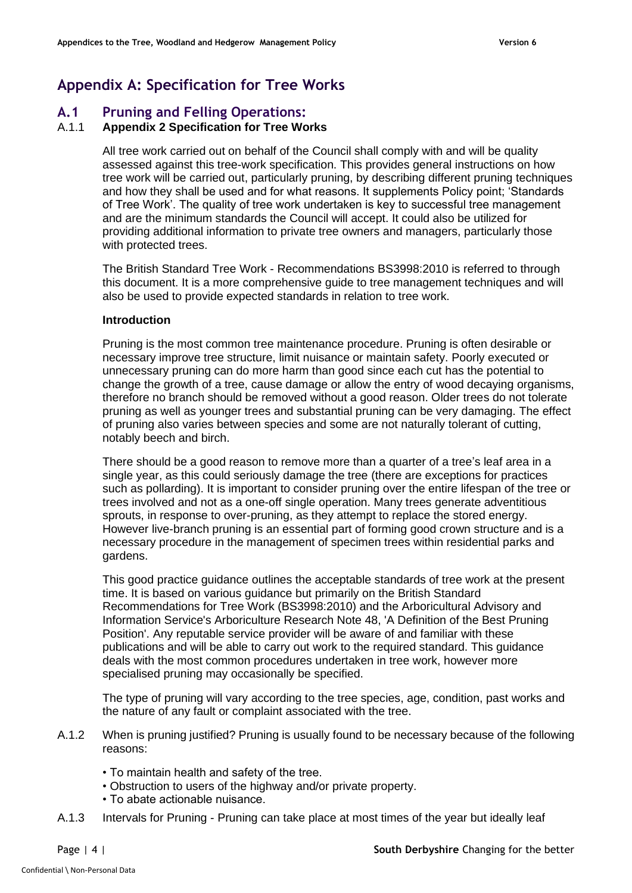# Appendix A: Specification for Tree Works

## A.1 Pruning and Felling Operations:

A.1.1 **Appendix 2 Specification for Tree Works**

All tree work carried out on behalf of the Council shall comply with and will be quality assessed against this tree-work specification. This provides general instructions on how tree work will be carried out, particularly pruning, by describing different pruning techniques and how they shall be used and for what reasons. It supplements Policy point; 'Standards of Tree Work'. The quality of tree work undertaken is key to successful tree management and are the minimum standards the Council will accept. It could also be utilized for providing additional information to private tree owners and managers, particularly those with protected trees.

The British Standard Tree Work - Recommendations BS3998:2010 is referred to through this document. It is a more comprehensive guide to tree management techniques and will also be used to provide expected standards in relation to tree work.

**Introduction**

Pruning is the most common tree maintenance procedure. Pruning is often desirable or necessary improve tree structure, limit nuisance or maintain safety. Poorly executed or unnecessary pruning can do more harm than good since each cut has the potential to change the growth of a tree, cause damage or allow the entry of wood decaying organisms, therefore no branch should be removed without a good reason. Older trees do not tolerate pruning as well as younger trees and substantial pruning can be very damaging. The effect of pruning also varies between species and some are not naturally tolerant of cutting, notably beech and birch.

There should be a good reason to remove more than a quarter of a tree's leaf area in a single year, as this could seriously damage the tree (there are exceptions for practices such as pollarding). It is important to consider pruning over the entire lifespan of the tree or trees involved and not as a one-off single operation. Many trees generate adventitious sprouts, in response to over-pruning, as they attempt to replace the stored energy. However live-branch pruning is an essential part of forming good crown structure and is a necessary procedure in the management of specimen trees within residential parks and gardens.

This good practice guidance outlines the acceptable standards of tree work at the present time. It is based on various guidance but primarily on the British Standard Recommendations for Tree Work (BS3998:2010) and the Arboricultural Advisory and Information Service's Arboriculture Research Note 48, 'A Definition of the Best Pruning Position'. Any reputable service provider will be aware of and familiar with these publications and will be able to carry out work to the required standard. This guidance deals with the most common procedures undertaken in tree work, however more specialised pruning may occasionally be specified.

The type of pruning will vary according to the tree species, age, condition, past works and the nature of any fault or complaint associated with the tree.

A.1.2 When is pruning justified? Pruning is usually found to be necessary because of the following reasons:

- To maintain health and safety of the tree.
- Obstruction to users of the highway and/or private property.
- To abate actionable nuisance.

A.1.3 Intervals for Pruning - Pruning can take place at most times of the year but ideally leaf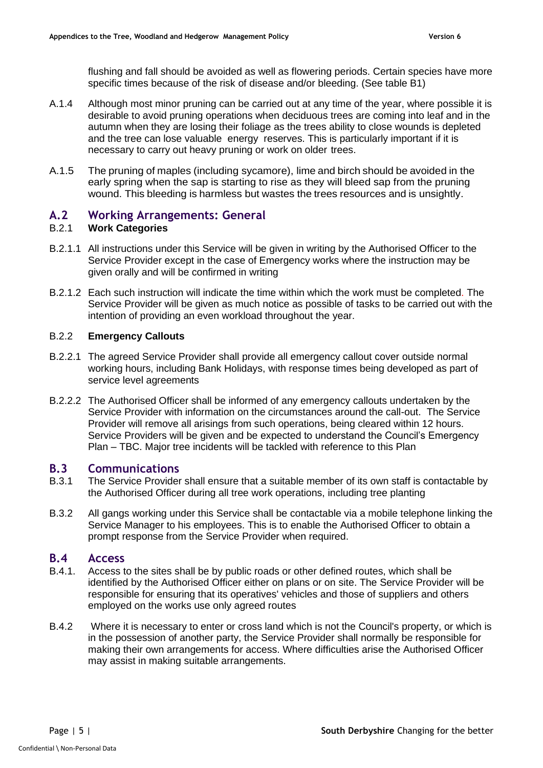flushing and fall should be avoided as well as flowering periods. Certain species have more specific times because of the risk of disease and/or bleeding. (See table B1)

A.1.4 Although most minor pruning can be carried out at any time of the year, where possible it is desirable to avoid pruning operations when deciduous trees are coming into leaf and in the autumn when they are losing their foliage as the trees ability to close wounds is depleted and the tree can lose valuable energy reserves. This is particularly important if it is necessary to carry out heavy pruning or work on older trees.

A.1.5 The pruning of maples (including sycamore), lime and birch should be avoided in the early spring when the sap is starting to rise as they will bleed sap from the pruning wound. This bleeding is harmless but wastes the trees resources and is unsightly.

## A.2 Working Arrangements: General

### B.2.1 Work Categories

B.2.1.1 All instructions under this Service will be given in writing by the Authorised Officer to the Service Provider except in the case of Emergency works where the instruction may be given orally and will be confirmed in writing

B.2.1.2 Each such instruction will indicate the time within which the work must be completed. The Service Provider will be given as much notice as possible of tasks to be carried out with the intention of providing an even workload throughout the year.

### B.2.2 Emergency Callouts

B.2.2.1 The agreed Service Provider shall provide all emergency callout cover outside normal working hours, including Bank Holidays, with response times being developed as part of service level agreements

B.2.2.2 The Authorised Officer shall be informed of any emergency callouts undertaken by the Service Provider with information on the circumstances around the call-out. The Service Provider will remove all arisings from such operations, being cleared within 12 hours. Service Providers will be given and be expected to understand the Council's Emergency Plan – TBC. Major tree incidents will be tackled with reference to this Plan

## B.3 Communications

B.3.1 The Service Provider shall ensure that a suitable member of its own staff is contactable by the Authorised Officer during all tree work operations, including tree planting

B.3.2 All gangs working under this Service shall be contactable via a mobile telephone linking the Service Manager to his employees. This is to enable the Authorised Officer to obtain a prompt response from the Service Provider when required.

## B.4 Access

B.4.1. Access to the sites shall be by public roads or other defined routes, which shall be identified by the Authorised Officer either on plans or on site. The Service Provider will be responsible for ensuring that its operatives' vehicles and those of suppliers and others employed on the works use only agreed routes

B.4.2 Where it is necessary to enter or cross land which is not the Council's property, or which is in the possession of another party, the Service Provider shall normally be responsible for making their own arrangements for access. Where difficulties arise the Authorised Officer may assist in making suitable arrangements.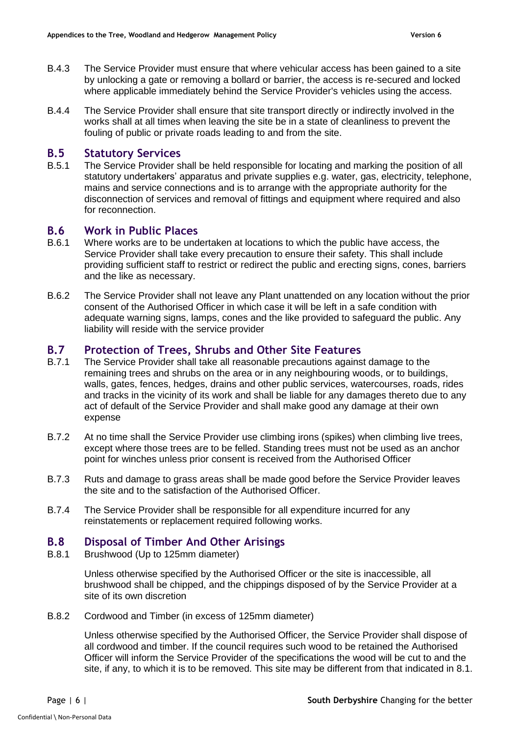B.4.3 The Service Provider must ensure that where vehicular access has been gained to a site by unlocking a gate or removing a bollard or barrier, the access is re-secured and locked where applicable immediately behind the Service Provider's vehicles using the access.

B.4.4 The Service Provider shall ensure that site transport directly or indirectly involved in the works shall at all times when leaving the site be in a state of cleanliness to prevent the fouling of public or private roads leading to and from the site.

## B.5 Statutory Services

B.5.1 The Service Provider shall be held responsible for locating and marking the position of all statutory undertakers' apparatus and private supplies e.g. water, gas, electricity, telephone, mains and service connections and is to arrange with the appropriate authority for the disconnection of services and removal of fittings and equipment where required and also for reconnection.

## B.6 Work in Public Places

B.6.1 Where works are to be undertaken at locations to which the public have access, the Service Provider shall take every precaution to ensure their safety. This shall include providing sufficient staff to restrict or redirect the public and erecting signs, cones, barriers and the like as necessary.

B.6.2 The Service Provider shall not leave any Plant unattended on any location without the prior consent of the Authorised Officer in which case it will be left in a safe condition with adequate warning signs, lamps, cones and the like provided to safeguard the public. Any liability will reside with the service provider

## B.7 Protection of Trees, Shrubs and Other Site Features

B.7.1 The Service Provider shall take all reasonable precautions against damage to the remaining trees and shrubs on the area or in any neighbouring woods, or to buildings, walls, gates, fences, hedges, drains and other public services, watercourses, roads, rides and tracks in the vicinity of its work and shall be liable for any damages thereto due to any act of default of the Service Provider and shall make good any damage at their own expense

B.7.2 At no time shall the Service Provider use climbing irons (spikes) when climbing live trees, except where those trees are to be felled. Standing trees must not be used as an anchor point for winches unless prior consent is received from the Authorised Officer

B.7.3 Ruts and damage to grass areas shall be made good before the Service Provider leaves the site and to the satisfaction of the Authorised Officer.

B.7.4 The Service Provider shall be responsible for all expenditure incurred for any reinstatements or replacement required following works.

## B.8 Disposal of Timber And Other Arisings

B.8.1 Brushwood (Up to 125mm diameter)

Unless otherwise specified by the Authorised Officer or the site is inaccessible, all brushwood shall be chipped, and the chippings disposed of by the Service Provider at a site of its own discretion

B.8.2 Cordwood and Timber (in excess of 125mm diameter)

Unless otherwise specified by the Authorised Officer, the Service Provider shall dispose of all cordwood and timber. If the council requires such wood to be retained the Authorised Officer will inform the Service Provider of the specifications the wood will be cut to and the site, if any, to which it is to be removed. This site may be different from that indicated in 8.1.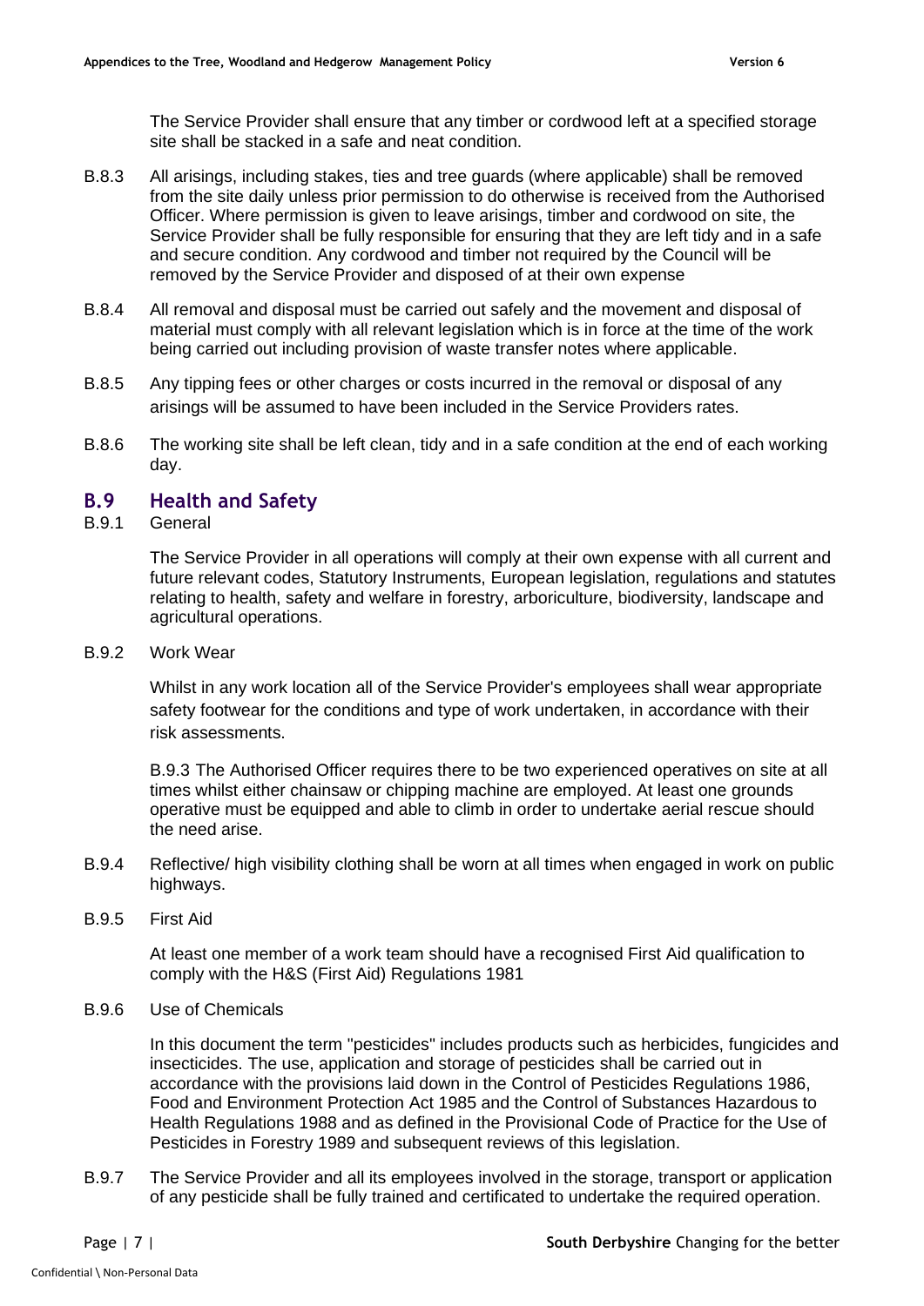The Service Provider shall ensure that any timber or cordwood left at a specified storage site shall be stacked in a safe and neat condition.

B.8.3 All arisings, including stakes, ties and tree guards (where applicable) shall be removed from the site daily unless prior permission to do otherwise is received from the Authorised Officer. Where permission is given to leave arisings, timber and cordwood on site, the Service Provider shall be fully responsible for ensuring that they are left tidy and in a safe and secure condition. Any cordwood and timber not required by the Council will be removed by the Service Provider and disposed of at their own expense

B.8.4 All removal and disposal must be carried out safely and the movement and disposal of material must comply with all relevant legislation which is in force at the time of the work being carried out including provision of waste transfer notes where applicable.

B.8.5 Any tipping fees or other charges or costs incurred in the removal or disposal of any arisings will be assumed to have been included in the Service Providers rates.

B.8.6 The working site shall be left clean, tidy and in a safe condition at the end of each working day.

## B.9 Health and Safety

B.9.1 General

The Service Provider in all operations will comply at their own expense with all current and future relevant codes, Statutory Instruments, European legislation, regulations and statutes relating to health, safety and welfare in forestry, arboriculture, biodiversity, landscape and agricultural operations.

B.9.2 Work Wear

Whilst in any work location all of the Service Provider's employees shall wear appropriate safety footwear for the conditions and type of work undertaken, in accordance with their risk assessments.

B.9.3 The Authorised Officer requires there to be two experienced operatives on site at all times whilst either chainsaw or chipping machine are employed. At least one grounds operative must be equipped and able to climb in order to undertake aerial rescue should the need arise.

B.9.4 Reflective/ high visibility clothing shall be worn at all times when engaged in work on public highways.

B.9.5 First Aid

At least one member of a work team should have a recognised First Aid qualification to comply with the H&S (First Aid) Regulations 1981

B.9.6 Use of Chemicals

In this document the term "pesticides" includes products such as herbicides, fungicides and insecticides. The use, application and storage of pesticides shall be carried out in accordance with the provisions laid down in the Control of Pesticides Regulations 1986, Food and Environment Protection Act 1985 and the Control of Substances Hazardous to Health Regulations 1988 and as defined in the Provisional Code of Practice for the Use of Pesticides in Forestry 1989 and subsequent reviews of this legislation.

B.9.7 The Service Provider and all its employees involved in the storage, transport or application of any pesticide shall be fully trained and certificated to undertake the required operation.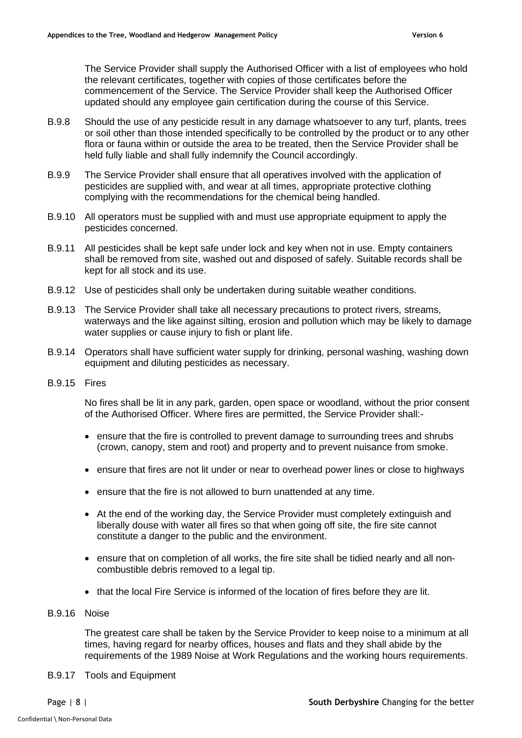The Service Provider shall supply the Authorised Officer with a list of employees who hold the relevant certificates, together with copies of those certificates before the commencement of the Service. The Service Provider shall keep the Authorised Officer updated should any employee gain certification during the course of this Service.

B.9.8 Should the use of any pesticide result in any damage whatsoever to any turf, plants, trees or soil other than those intended specifically to be controlled by the product or to any other flora or fauna within or outside the area to be treated, then the Service Provider shall be held fully liable and shall fully indemnify the Council accordingly.

B.9.9 The Service Provider shall ensure that all operatives involved with the application of pesticides are supplied with, and wear at all times, appropriate protective clothing complying with the recommendations for the chemical being handled.

B.9.10 All operators must be supplied with and must use appropriate equipment to apply the pesticides concerned.

B.9.11 All pesticides shall be kept safe under lock and key when not in use. Empty containers shall be removed from site, washed out and disposed of safely. Suitable records shall be kept for all stock and its use.

B.9.12 Use of pesticides shall only be undertaken during suitable weather conditions.

B.9.13 The Service Provider shall take all necessary precautions to protect rivers, streams, waterways and the like against silting, erosion and pollution which may be likely to damage water supplies or cause injury to fish or plant life.

B.9.14 Operators shall have sufficient water supply for drinking, personal washing, washing down equipment and diluting pesticides as necessary.

B.9.15 Fires

No fires shall be lit in any park, garden, open space or woodland, without the prior consent of the Authorised Officer. Where fires are permitted, the Service Provider shall:-

- ensure that the fire is controlled to prevent damage to surrounding trees and shrubs (crown, canopy, stem and root) and property and to prevent nuisance from smoke.
- ensure that fires are not lit under or near to overhead power lines or close to highways
- ensure that the fire is not allowed to burn unattended at any time.
- At the end of the working day, the Service Provider must completely extinguish and liberally douse with water all fires so that when going off site, the fire site cannot constitute a danger to the public and the environment.
- ensure that on completion of all works, the fire site shall be tidied nearly and all non-combustible debris removed to a legal tip.
- that the local Fire Service is informed of the location of fires before they are lit.

B.9.16 Noise

The greatest care shall be taken by the Service Provider to keep noise to a minimum at all times, having regard for nearby offices, houses and flats and they shall abide by the requirements of the 1989 Noise at Work Regulations and the working hours requirements.

B.9.17 Tools and Equipment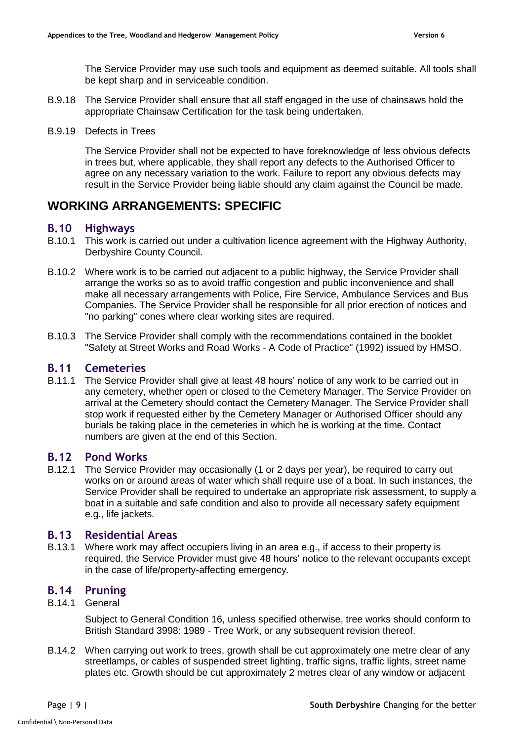The Service Provider may use such tools and equipment as deemed suitable. All tools shall be kept sharp and in serviceable condition.

B.9.18 The Service Provider shall ensure that all staff engaged in the use of chainsaws hold the appropriate Chainsaw Certification for the task being undertaken.

B.9.19 Defects in Trees

The Service Provider shall not be expected to have foreknowledge of less obvious defects in trees but, where applicable, they shall report any defects to the Authorised Officer to agree on any necessary variation to the work. Failure to report any obvious defects may result in the Service Provider being liable should any claim against the Council be made.

## WORKING ARRANGEMENTS: SPECIFIC

### B.10 Highways

B.10.1 This work is carried out under a cultivation licence agreement with the Highway Authority, Derbyshire County Council.

B.10.2 Where work is to be carried out adjacent to a public highway, the Service Provider shall arrange the works so as to avoid traffic congestion and public inconvenience and shall make all necessary arrangements with Police, Fire Service, Ambulance Services and Bus Companies. The Service Provider shall be responsible for all prior erection of notices and "no parking" cones where clear working sites are required.

B.10.3 The Service Provider shall comply with the recommendations contained in the booklet "Safety at Street Works and Road Works - A Code of Practice" (1992) issued by HMSO.

### B.11 Cemeteries

B.11.1 The Service Provider shall give at least 48 hours' notice of any work to be carried out in any cemetery, whether open or closed to the Cemetery Manager. The Service Provider on arrival at the Cemetery should contact the Cemetery Manager. The Service Provider shall stop work if requested either by the Cemetery Manager or Authorised Officer should any burials be taking place in the cemeteries in which he is working at the time. Contact numbers are given at the end of this Section.

### B.12 Pond Works

B.12.1 The Service Provider may occasionally (1 or 2 days per year), be required to carry out works on or around areas of water which shall require use of a boat. In such instances, the Service Provider shall be required to undertake an appropriate risk assessment, to supply a boat in a suitable and safe condition and also to provide all necessary safety equipment e.g., life jackets.

### B.13 Residential Areas

B.13.1 Where work may affect occupiers living in an area e.g., if access to their property is required, the Service Provider must give 48 hours' notice to the relevant occupants except in the case of life/property-affecting emergency.

### B.14 Pruning

B.14.1 General

Subject to General Condition 16, unless specified otherwise, tree works should conform to British Standard 3998: 1989 - Tree Work, or any subsequent revision thereof.

B.14.2 When carrying out work to trees, growth shall be cut approximately one metre clear of any streetlamps, or cables of suspended street lighting, traffic signs, traffic lights, street name plates etc. Growth should be cut approximately 2 metres clear of any window or adjacent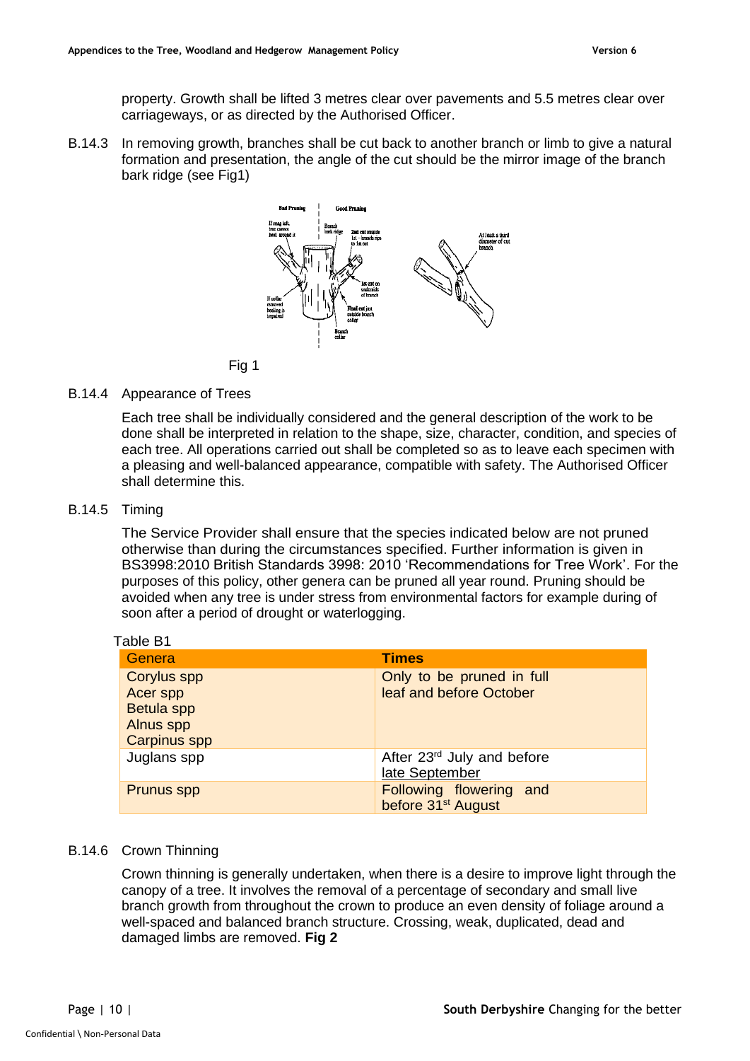property. Growth shall be lifted 3 metres clear over pavements and 5.5 metres clear over carriageways, or as directed by the Authorised Officer.

B.14.3 In removing growth, branches shall be cut back to another branch or limb to give a natural formation and presentation, the angle of the cut should be the mirror image of the branch bark ridge (see Fig1)

Fig 1

B.14.4 Appearance of Trees

Each tree shall be individually considered and the general description of the work to be done shall be interpreted in relation to the shape, size, character, condition, and species of each tree. All operations carried out shall be completed so as to leave each specimen with a pleasing and well-balanced appearance, compatible with safety. The Authorised Officer shall determine this.

B.14.5 Timing

The Service Provider shall ensure that the species indicated below are not pruned otherwise than during the circumstances specified. Further information is given in BS3998:2010 British Standards 3998: 2010 'Recommendations for Tree Work'. For the purposes of this policy, other genera can be pruned all year round. Pruning should be avoided when any tree is under stress from environmental factors for example during of soon after a period of drought or waterlogging.

Table B1

| Genera | Times |
|---|---|
| Corylus spp<br>Acer spp<br>Betula spp<br>Alnus spp<br>Carpinus spp | Only to be pruned in full leaf and before October |
| Juglans spp | After 23rd July and before late September |
| Prunus spp | Following flowering and before 31st August |

B.14.6 Crown Thinning

Crown thinning is generally undertaken, when there is a desire to improve light through the canopy of a tree. It involves the removal of a percentage of secondary and small live branch growth from throughout the crown to produce an even density of foliage around a well-spaced and balanced branch structure. Crossing, weak, duplicated, dead and damaged limbs are removed. **Fig 2**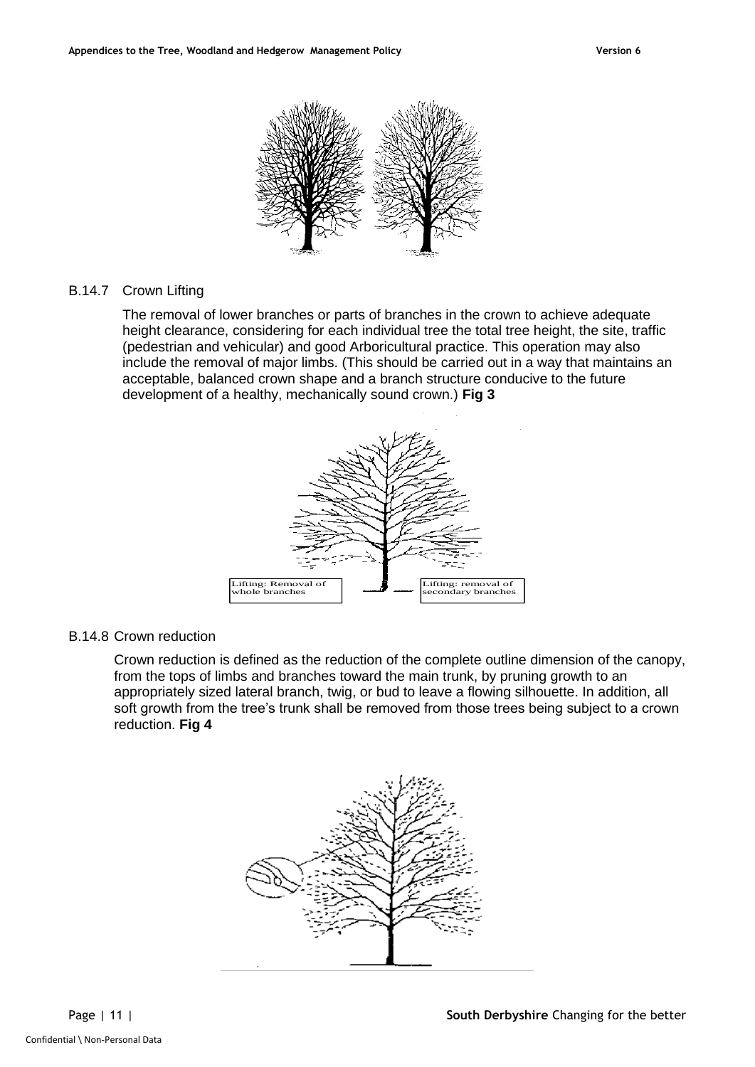### B.14.7 Crown Lifting

The removal of lower branches or parts of branches in the crown to achieve adequate height clearance, considering for each individual tree the total tree height, the site, traffic (pedestrian and vehicular) and good Arboricultural practice. This operation may also include the removal of major limbs. (This should be carried out in a way that maintains an acceptable, balanced crown shape and a branch structure conducive to the future development of a healthy, mechanically sound crown.) **Fig 3**

Lifting: Removal of whole branches

Lifting: removal of secondary branches

### B.14.8 Crown reduction

Crown reduction is defined as the reduction of the complete outline dimension of the canopy, from the tops of limbs and branches toward the main trunk, by pruning growth to an appropriately sized lateral branch, twig, or bud to leave a flowing silhouette. In addition, all soft growth from the tree's trunk shall be removed from those trees being subject to a crown reduction. **Fig 4**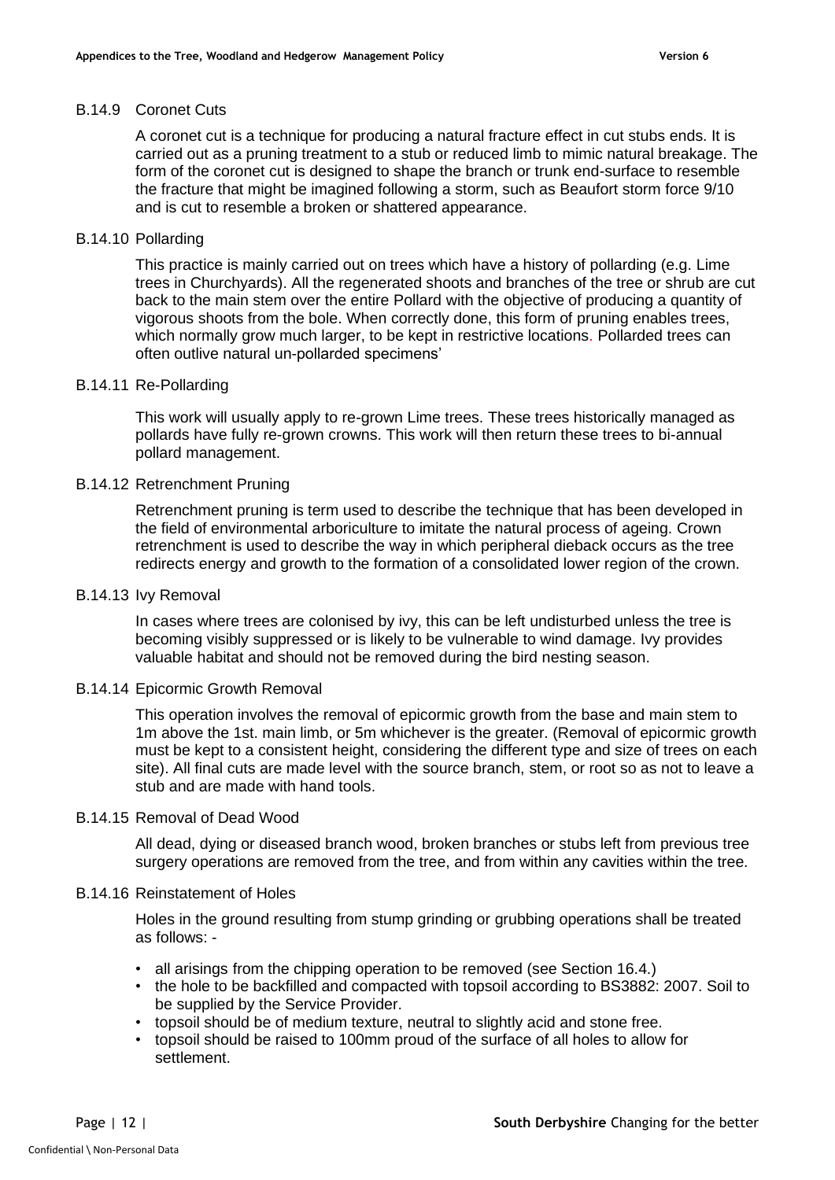### B.14.9 Coronet Cuts

A coronet cut is a technique for producing a natural fracture effect in cut stubs ends. It is carried out as a pruning treatment to a stub or reduced limb to mimic natural breakage. The form of the coronet cut is designed to shape the branch or trunk end-surface to resemble the fracture that might be imagined following a storm, such as Beaufort storm force 9/10 and is cut to resemble a broken or shattered appearance.

### B.14.10 Pollarding

This practice is mainly carried out on trees which have a history of pollarding (e.g. Lime trees in Churchyards). All the regenerated shoots and branches of the tree or shrub are cut back to the main stem over the entire Pollard with the objective of producing a quantity of vigorous shoots from the bole. When correctly done, this form of pruning enables trees, which normally grow much larger, to be kept in restrictive locations. Pollarded trees can often outlive natural un-pollarded specimens'

### B.14.11 Re-Pollarding

This work will usually apply to re-grown Lime trees. These trees historically managed as pollards have fully re-grown crowns. This work will then return these trees to bi-annual pollard management.

### B.14.12 Retrenchment Pruning

Retrenchment pruning is term used to describe the technique that has been developed in the field of environmental arboriculture to imitate the natural process of ageing. Crown retrenchment is used to describe the way in which peripheral dieback occurs as the tree redirects energy and growth to the formation of a consolidated lower region of the crown.

### B.14.13 Ivy Removal

In cases where trees are colonised by ivy, this can be left undisturbed unless the tree is becoming visibly suppressed or is likely to be vulnerable to wind damage. Ivy provides valuable habitat and should not be removed during the bird nesting season.

### B.14.14 Epicormic Growth Removal

This operation involves the removal of epicormic growth from the base and main stem to 1m above the 1st. main limb, or 5m whichever is the greater. (Removal of epicormic growth must be kept to a consistent height, considering the different type and size of trees on each site). All final cuts are made level with the source branch, stem, or root so as not to leave a stub and are made with hand tools.

### B.14.15 Removal of Dead Wood

All dead, dying or diseased branch wood, broken branches or stubs left from previous tree surgery operations are removed from the tree, and from within any cavities within the tree.

### B.14.16 Reinstatement of Holes

Holes in the ground resulting from stump grinding or grubbing operations shall be treated as follows: -

- all arisings from the chipping operation to be removed (see Section 16.4.)
- the hole to be backfilled and compacted with topsoil according to BS3882: 2007. Soil to be supplied by the Service Provider.
- topsoil should be of medium texture, neutral to slightly acid and stone free.
- topsoil should be raised to 100mm proud of the surface of all holes to allow for settlement.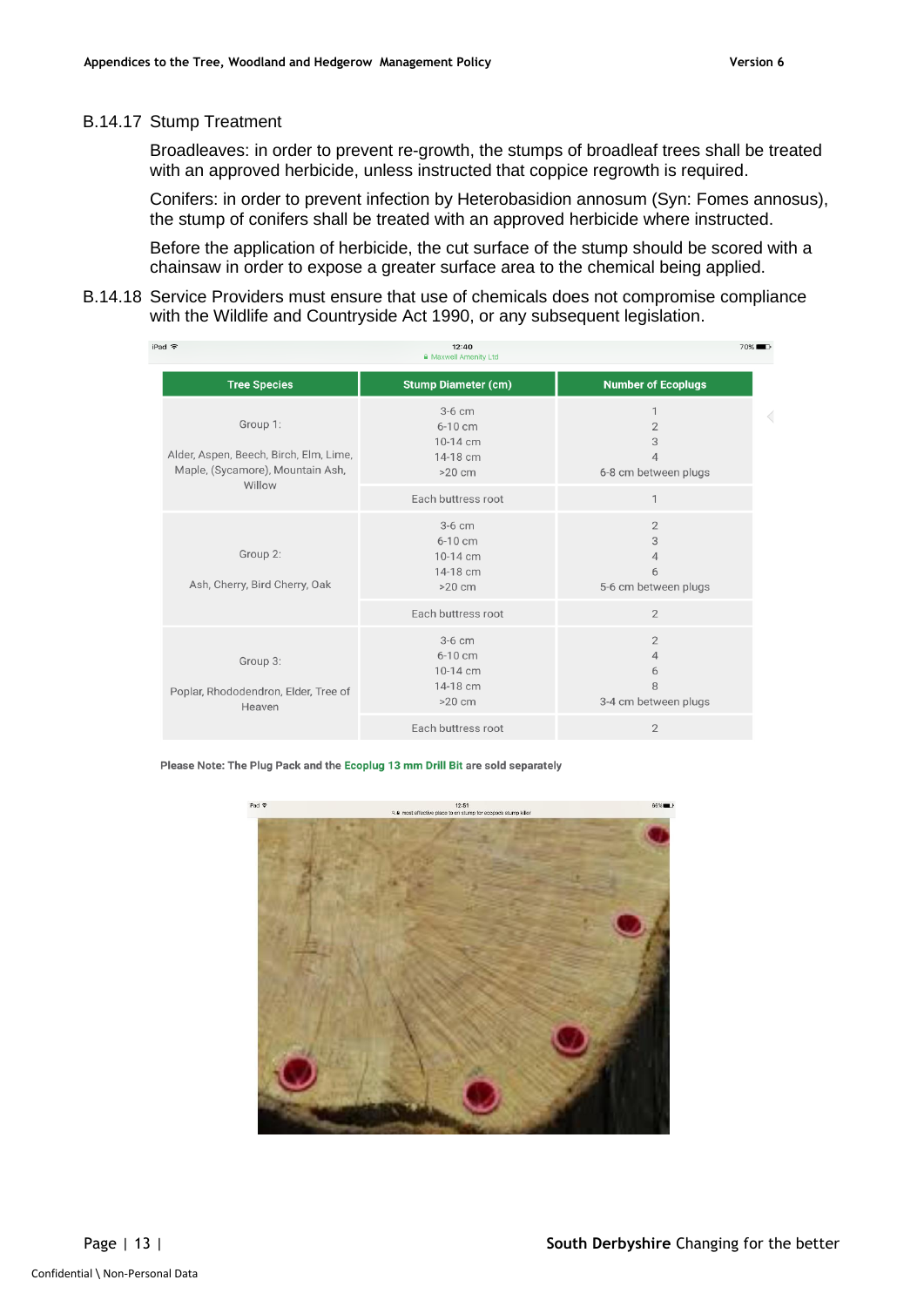B.14.17 Stump Treatment

Broadleaves: in order to prevent re-growth, the stumps of broadleaf trees shall be treated with an approved herbicide, unless instructed that coppice regrowth is required.

Conifers: in order to prevent infection by Heterobasidion annosum (Syn: Fomes annosus), the stump of conifers shall be treated with an approved herbicide where instructed.

Before the application of herbicide, the cut surface of the stump should be scored with a chainsaw in order to expose a greater surface area to the chemical being applied.

B.14.18 Service Providers must ensure that use of chemicals does not compromise compliance with the Wildlife and Countryside Act 1990, or any subsequent legislation.

| Tree Species | Stump Diameter (cm) | Number of Ecoplugs |
|---|---|---|
| Group 1: Alder, Aspen, Beech, Birch, Elm, Lime, Maple, (Sycamore), Mountain Ash, Willow | 3-6 cm<br>6-10 cm<br>10-14 cm<br>14-18 cm<br>>20 cm | 1<br>2<br>3<br>4<br>6-8 cm between plugs |
| | Each buttress root | 1 |
| Group 2: Ash, Cherry, Bird Cherry, Oak | 3-6 cm<br>6-10 cm<br>10-14 cm<br>14-18 cm<br>>20 cm | 2<br>3<br>4<br>6<br>5-6 cm between plugs |
| | Each buttress root | 2 |
| Group 3: Poplar, Rhododendron, Elder, Tree of Heaven | 3-6 cm<br>6-10 cm<br>10-14 cm<br>14-18 cm<br>>20 cm | 2<br>4<br>6<br>8<br>3-4 cm between plugs |
| | Each buttress root | 2 |

**Please Note: The Plug Pack and the Ecoplug 13 mm Drill Bit are sold separately**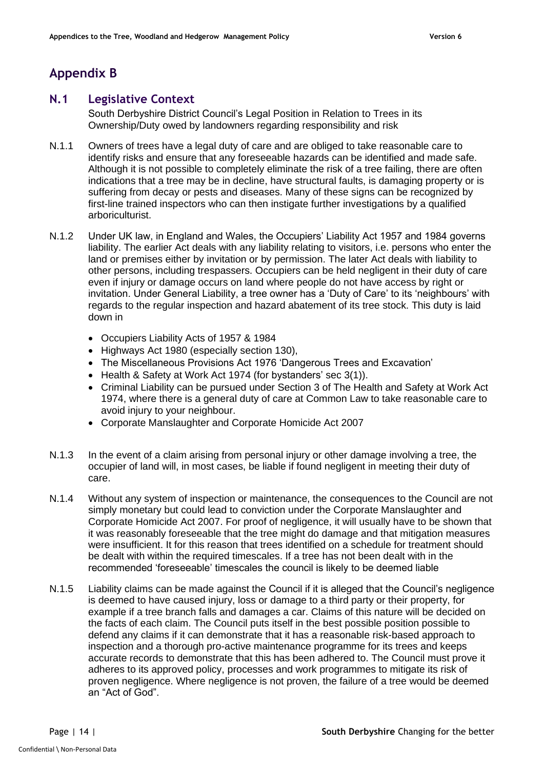# Appendix B

## N.1 Legislative Context

South Derbyshire District Council's Legal Position in Relation to Trees in its Ownership/Duty owed by landowners regarding responsibility and risk

N.1.1 Owners of trees have a legal duty of care and are obliged to take reasonable care to identify risks and ensure that any foreseeable hazards can be identified and made safe. Although it is not possible to completely eliminate the risk of a tree failing, there are often indications that a tree may be in decline, have structural faults, is damaging property or is suffering from decay or pests and diseases. Many of these signs can be recognized by first-line trained inspectors who can then instigate further investigations by a qualified arboriculturist.

N.1.2 Under UK law, in England and Wales, the Occupiers' Liability Act 1957 and 1984 governs liability. The earlier Act deals with any liability relating to visitors, i.e. persons who enter the land or premises either by invitation or by permission. The later Act deals with liability to other persons, including trespassers. Occupiers can be held negligent in their duty of care even if injury or damage occurs on land where people do not have access by right or invitation. Under General Liability, a tree owner has a 'Duty of Care' to its 'neighbours' with regards to the regular inspection and hazard abatement of its tree stock. This duty is laid down in

- Occupiers Liability Acts of 1957 & 1984
- Highways Act 1980 (especially section 130),
- The Miscellaneous Provisions Act 1976 'Dangerous Trees and Excavation'
- Health & Safety at Work Act 1974 (for bystanders' sec 3(1)).
- Criminal Liability can be pursued under Section 3 of The Health and Safety at Work Act 1974, where there is a general duty of care at Common Law to take reasonable care to avoid injury to your neighbour.
- Corporate Manslaughter and Corporate Homicide Act 2007

N.1.3 In the event of a claim arising from personal injury or other damage involving a tree, the occupier of land will, in most cases, be liable if found negligent in meeting their duty of care.

N.1.4 Without any system of inspection or maintenance, the consequences to the Council are not simply monetary but could lead to conviction under the Corporate Manslaughter and Corporate Homicide Act 2007. For proof of negligence, it will usually have to be shown that it was reasonably foreseeable that the tree might do damage and that mitigation measures were insufficient. It for this reason that trees identified on a schedule for treatment should be dealt with within the required timescales. If a tree has not been dealt with in the recommended 'foreseeable' timescales the council is likely to be deemed liable

N.1.5 Liability claims can be made against the Council if it is alleged that the Council's negligence is deemed to have caused injury, loss or damage to a third party or their property, for example if a tree branch falls and damages a car. Claims of this nature will be decided on the facts of each claim. The Council puts itself in the best possible position possible to defend any claims if it can demonstrate that it has a reasonable risk-based approach to inspection and a thorough pro-active maintenance programme for its trees and keeps accurate records to demonstrate that this has been adhered to. The Council must prove it adheres to its approved policy, processes and work programmes to mitigate its risk of proven negligence. Where negligence is not proven, the failure of a tree would be deemed an "Act of God".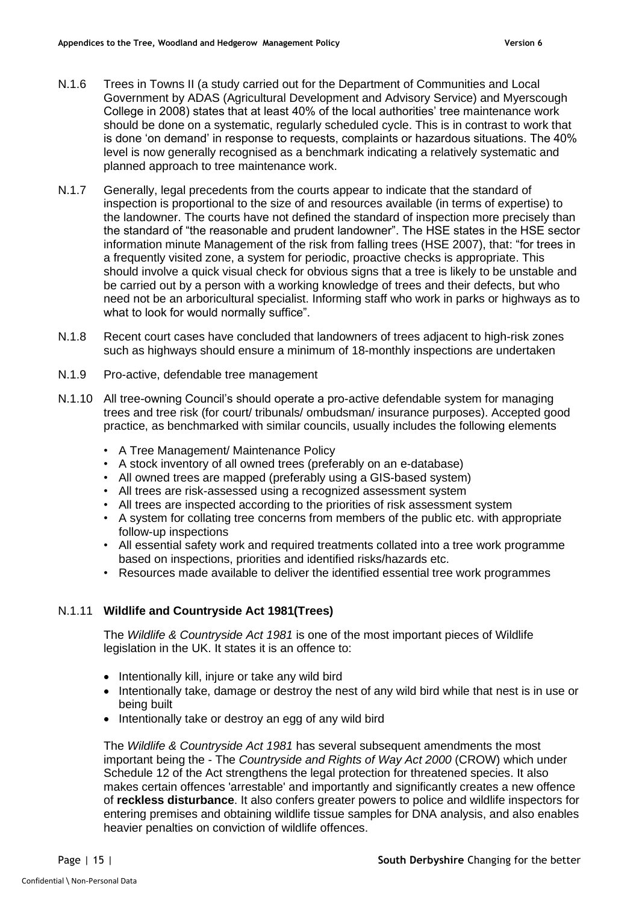N.1.6 Trees in Towns II (a study carried out for the Department of Communities and Local Government by ADAS (Agricultural Development and Advisory Service) and Myerscough College in 2008) states that at least 40% of the local authorities' tree maintenance work should be done on a systematic, regularly scheduled cycle. This is in contrast to work that is done 'on demand' in response to requests, complaints or hazardous situations. The 40% level is now generally recognised as a benchmark indicating a relatively systematic and planned approach to tree maintenance work.

N.1.7 Generally, legal precedents from the courts appear to indicate that the standard of inspection is proportional to the size of and resources available (in terms of expertise) to the landowner. The courts have not defined the standard of inspection more precisely than the standard of "the reasonable and prudent landowner". The HSE states in the HSE sector information minute Management of the risk from falling trees (HSE 2007), that: "for trees in a frequently visited zone, a system for periodic, proactive checks is appropriate. This should involve a quick visual check for obvious signs that a tree is likely to be unstable and be carried out by a person with a working knowledge of trees and their defects, but who need not be an arboricultural specialist. Informing staff who work in parks or highways as to what to look for would normally suffice".

N.1.8 Recent court cases have concluded that landowners of trees adjacent to high-risk zones such as highways should ensure a minimum of 18-monthly inspections are undertaken

N.1.9 Pro-active, defendable tree management

N.1.10 All tree-owning Council's should operate a pro-active defendable system for managing trees and tree risk (for court/ tribunals/ ombudsman/ insurance purposes). Accepted good practice, as benchmarked with similar councils, usually includes the following elements

- A Tree Management/ Maintenance Policy
- A stock inventory of all owned trees (preferably on an e-database)
- All owned trees are mapped (preferably using a GIS-based system)
- All trees are risk-assessed using a recognized assessment system
- All trees are inspected according to the priorities of risk assessment system
- A system for collating tree concerns from members of the public etc. with appropriate follow-up inspections
- All essential safety work and required treatments collated into a tree work programme based on inspections, priorities and identified risks/hazards etc.
- Resources made available to deliver the identified essential tree work programmes

N.1.11 **Wildlife and Countryside Act 1981(Trees)**

The *Wildlife & Countryside Act 1981* is one of the most important pieces of Wildlife legislation in the UK. It states it is an offence to:

- Intentionally kill, injure or take any wild bird
- Intentionally take, damage or destroy the nest of any wild bird while that nest is in use or being built
- Intentionally take or destroy an egg of any wild bird

The *Wildlife & Countryside Act 1981* has several subsequent amendments the most important being the - The *Countryside and Rights of Way Act 2000* (CROW) which under Schedule 12 of the Act strengthens the legal protection for threatened species. It also makes certain offences 'arrestable' and importantly and significantly creates a new offence of **reckless disturbance**. It also confers greater powers to police and wildlife inspectors for entering premises and obtaining wildlife tissue samples for DNA analysis, and also enables heavier penalties on conviction of wildlife offences.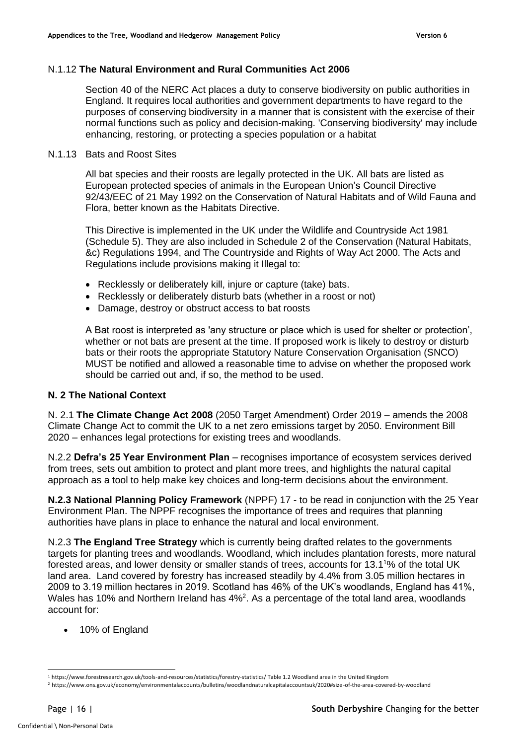N.1.12 **The Natural Environment and Rural Communities Act 2006**

Section 40 of the NERC Act places a duty to conserve biodiversity on public authorities in England. It requires local authorities and government departments to have regard to the purposes of conserving biodiversity in a manner that is consistent with the exercise of their normal functions such as policy and decision-making. 'Conserving biodiversity' may include enhancing, restoring, or protecting a species population or a habitat

N.1.13 Bats and Roost Sites

All bat species and their roosts are legally protected in the UK. All bats are listed as European protected species of animals in the European Union's Council Directive 92/43/EEC of 21 May 1992 on the Conservation of Natural Habitats and of Wild Fauna and Flora, better known as the Habitats Directive.

This Directive is implemented in the UK under the Wildlife and Countryside Act 1981 (Schedule 5). They are also included in Schedule 2 of the Conservation (Natural Habitats, &c) Regulations 1994, and The Countryside and Rights of Way Act 2000. The Acts and Regulations include provisions making it Illegal to:

- Recklessly or deliberately kill, injure or capture (take) bats.
- Recklessly or deliberately disturb bats (whether in a roost or not)
- Damage, destroy or obstruct access to bat roosts

A Bat roost is interpreted as 'any structure or place which is used for shelter or protection', whether or not bats are present at the time. If proposed work is likely to destroy or disturb bats or their roots the appropriate Statutory Nature Conservation Organisation (SNCO) MUST be notified and allowed a reasonable time to advise on whether the proposed work should be carried out and, if so, the method to be used.

**N. 2 The National Context**

N. 2.1 **The Climate Change Act 2008** (2050 Target Amendment) Order 2019 – amends the 2008 Climate Change Act to commit the UK to a net zero emissions target by 2050. Environment Bill 2020 – enhances legal protections for existing trees and woodlands.

N.2.2 **Defra's 25 Year Environment Plan** – recognises importance of ecosystem services derived from trees, sets out ambition to protect and plant more trees, and highlights the natural capital approach as a tool to help make key choices and long-term decisions about the environment.

**N.2.3 National Planning Policy Framework** (NPPF) 17 - to be read in conjunction with the 25 Year Environment Plan. The NPPF recognises the importance of trees and requires that planning authorities have plans in place to enhance the natural and local environment.

N.2.3 **The England Tree Strategy** which is currently being drafted relates to the governments targets for planting trees and woodlands. Woodland, which includes plantation forests, more natural forested areas, and lower density or smaller stands of trees, accounts for 13.1[1]% of the total UK land area. Land covered by forestry has increased steadily by 4.4% from 3.05 million hectares in 2009 to 3.19 million hectares in 2019. Scotland has 46% of the UK's woodlands, England has 41%, Wales has 10% and Northern Ireland has 4%[2]. As a percentage of the total land area, woodlands account for:

- 10% of England

[1] https://www.forestresearch.gov.uk/tools-and-resources/statistics/forestry-statistics/ Table 1.2 Woodland area in the United Kingdom

[2] https://www.ons.gov.uk/economy/environmentalaccounts/bulletins/woodlandnaturalcapitalaccountsuk/2020#size-of-the-area-covered-by-woodland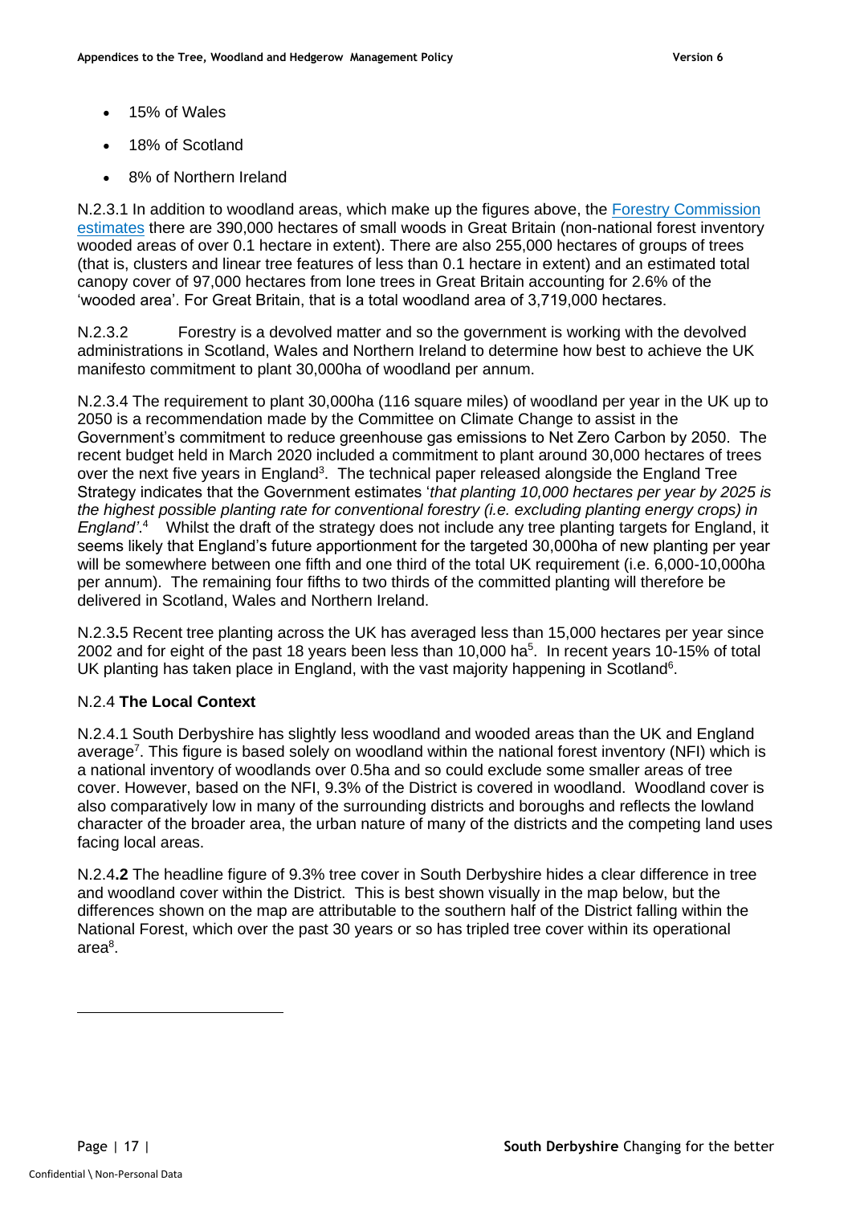- 15% of Wales
- 18% of Scotland
- 8% of Northern Ireland

N.2.3.1 In addition to woodland areas, which make up the figures above, the Forestry Commission estimates there are 390,000 hectares of small woods in Great Britain (non-national forest inventory wooded areas of over 0.1 hectare in extent). There are also 255,000 hectares of groups of trees (that is, clusters and linear tree features of less than 0.1 hectare in extent) and an estimated total canopy cover of 97,000 hectares from lone trees in Great Britain accounting for 2.6% of the 'wooded area'. For Great Britain, that is a total woodland area of 3,719,000 hectares.

N.2.3.2 Forestry is a devolved matter and so the government is working with the devolved administrations in Scotland, Wales and Northern Ireland to determine how best to achieve the UK manifesto commitment to plant 30,000ha of woodland per annum.

N.2.3.4 The requirement to plant 30,000ha (116 square miles) of woodland per year in the UK up to 2050 is a recommendation made by the Committee on Climate Change to assist in the Government's commitment to reduce greenhouse gas emissions to Net Zero Carbon by 2050. The recent budget held in March 2020 included a commitment to plant around 30,000 hectares of trees over the next five years in England[3]. The technical paper released alongside the England Tree Strategy indicates that the Government estimates '*that planting 10,000 hectares per year by 2025 is the highest possible planting rate for conventional forestry (i.e. excluding planting energy crops) in England'*.[4] Whilst the draft of the strategy does not include any tree planting targets for England, it seems likely that England's future apportionment for the targeted 30,000ha of new planting per year will be somewhere between one fifth and one third of the total UK requirement (i.e. 6,000-10,000ha per annum). The remaining four fifths to two thirds of the committed planting will therefore be delivered in Scotland, Wales and Northern Ireland.

N.2.3**.5** Recent tree planting across the UK has averaged less than 15,000 hectares per year since 2002 and for eight of the past 18 years been less than 10,000 ha[5]. In recent years 10-15% of total UK planting has taken place in England, with the vast majority happening in Scotland[6].

N.2.4 **The Local Context**

N.2.4.1 South Derbyshire has slightly less woodland and wooded areas than the UK and England average[7]. This figure is based solely on woodland within the national forest inventory (NFI) which is a national inventory of woodlands over 0.5ha and so could exclude some smaller areas of tree cover. However, based on the NFI, 9.3% of the District is covered in woodland. Woodland cover is also comparatively low in many of the surrounding districts and boroughs and reflects the lowland character of the broader area, the urban nature of many of the districts and the competing land uses facing local areas.

N.2.4**.2** The headline figure of 9.3% tree cover in South Derbyshire hides a clear difference in tree and woodland cover within the District. This is best shown visually in the map below, but the differences shown on the map are attributable to the southern half of the District falling within the National Forest, which over the past 30 years or so has tripled tree cover within its operational area[8].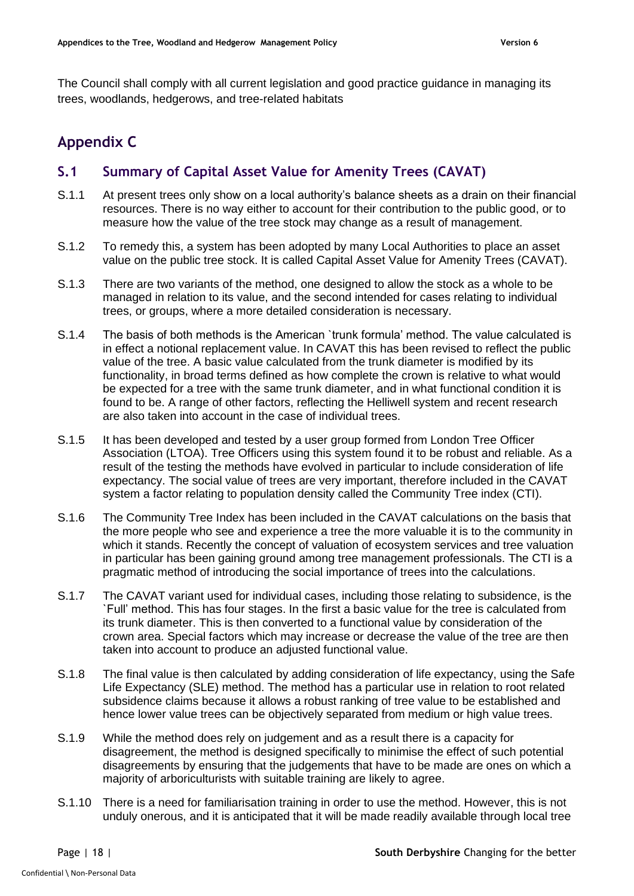The Council shall comply with all current legislation and good practice guidance in managing its trees, woodlands, hedgerows, and tree-related habitats

## Appendix C

### S.1 Summary of Capital Asset Value for Amenity Trees (CAVAT)

S.1.1 At present trees only show on a local authority's balance sheets as a drain on their financial resources. There is no way either to account for their contribution to the public good, or to measure how the value of the tree stock may change as a result of management.

S.1.2 To remedy this, a system has been adopted by many Local Authorities to place an asset value on the public tree stock. It is called Capital Asset Value for Amenity Trees (CAVAT).

S.1.3 There are two variants of the method, one designed to allow the stock as a whole to be managed in relation to its value, and the second intended for cases relating to individual trees, or groups, where a more detailed consideration is necessary.

S.1.4 The basis of both methods is the American `trunk formula' method. The value calculated is in effect a notional replacement value. In CAVAT this has been revised to reflect the public value of the tree. A basic value calculated from the trunk diameter is modified by its functionality, in broad terms defined as how complete the crown is relative to what would be expected for a tree with the same trunk diameter, and in what functional condition it is found to be. A range of other factors, reflecting the Helliwell system and recent research are also taken into account in the case of individual trees.

S.1.5 It has been developed and tested by a user group formed from London Tree Officer Association (LTOA). Tree Officers using this system found it to be robust and reliable. As a result of the testing the methods have evolved in particular to include consideration of life expectancy. The social value of trees are very important, therefore included in the CAVAT system a factor relating to population density called the Community Tree index (CTI).

S.1.6 The Community Tree Index has been included in the CAVAT calculations on the basis that the more people who see and experience a tree the more valuable it is to the community in which it stands. Recently the concept of valuation of ecosystem services and tree valuation in particular has been gaining ground among tree management professionals. The CTI is a pragmatic method of introducing the social importance of trees into the calculations.

S.1.7 The CAVAT variant used for individual cases, including those relating to subsidence, is the `Full' method. This has four stages. In the first a basic value for the tree is calculated from its trunk diameter. This is then converted to a functional value by consideration of the crown area. Special factors which may increase or decrease the value of the tree are then taken into account to produce an adjusted functional value.

S.1.8 The final value is then calculated by adding consideration of life expectancy, using the Safe Life Expectancy (SLE) method. The method has a particular use in relation to root related subsidence claims because it allows a robust ranking of tree value to be established and hence lower value trees can be objectively separated from medium or high value trees.

S.1.9 While the method does rely on judgement and as a result there is a capacity for disagreement, the method is designed specifically to minimise the effect of such potential disagreements by ensuring that the judgements that have to be made are ones on which a majority of arboriculturists with suitable training are likely to agree.

S.1.10 There is a need for familiarisation training in order to use the method. However, this is not unduly onerous, and it is anticipated that it will be made readily available through local tree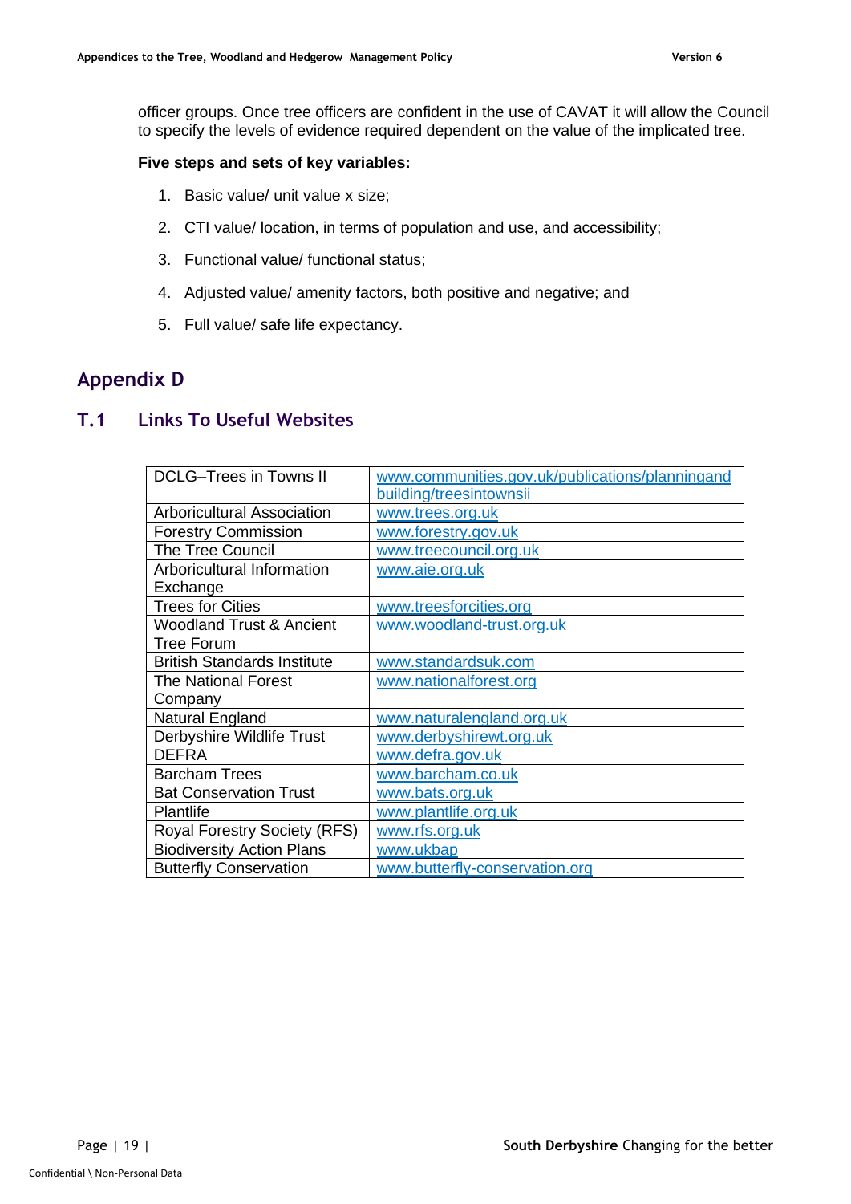officer groups. Once tree officers are confident in the use of CAVAT it will allow the Council to specify the levels of evidence required dependent on the value of the implicated tree.

**Five steps and sets of key variables:**

1. Basic value/ unit value x size;
2. CTI value/ location, in terms of population and use, and accessibility;
3. Functional value/ functional status;
4. Adjusted value/ amenity factors, both positive and negative; and
5. Full value/ safe life expectancy.

# Appendix D

## T.1 Links To Useful Websites

| | |
|---|---|
| DCLG–Trees in Towns II | www.communities.gov.uk/publications/planningand building/treesintownsii |
| Arboricultural Association | www.trees.org.uk |
| Forestry Commission | www.forestry.gov.uk |
| The Tree Council | www.treecouncil.org.uk |
| Arboricultural Information Exchange | www.aie.org.uk |
| Trees for Cities | www.treesforcities.org |
| Woodland Trust & Ancient Tree Forum | www.woodland-trust.org.uk |
| British Standards Institute | www.standardsuk.com |
| The National Forest Company | www.nationalforest.org |
| Natural England | www.naturalengland.org.uk |
| Derbyshire Wildlife Trust | www.derbyshirewt.org.uk |
| DEFRA | www.defra.gov.uk |
| Barcham Trees | www.barcham.co.uk |
| Bat Conservation Trust | www.bats.org.uk |
| Plantlife | www.plantlife.org.uk |
| Royal Forestry Society (RFS) | www.rfs.org.uk |
| Biodiversity Action Plans | www.ukbap |
| Butterfly Conservation | www.butterfly-conservation.org |